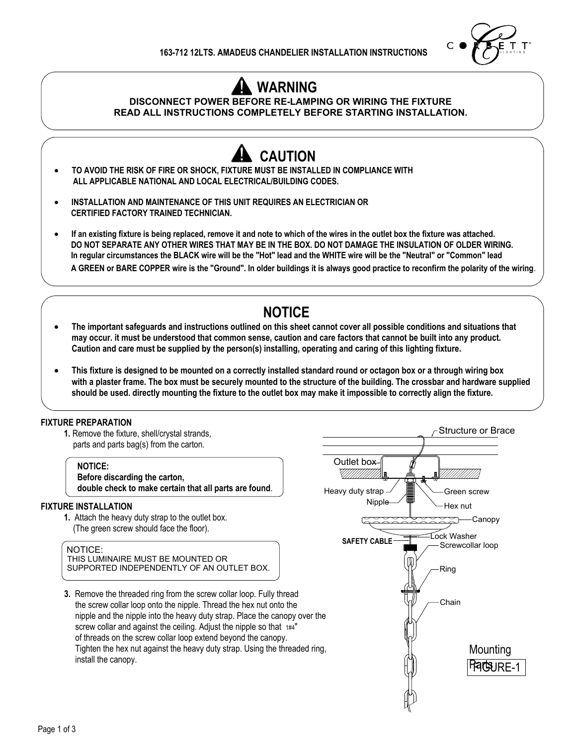# 163-712 12LTS. AMADEUS CHANDELIER INSTALLATION INSTRUCTIONS

## ⚠ WARNING

**DISCONNECT POWER BEFORE RE-LAMPING OR WIRING THE FIXTURE**
**READ ALL INSTRUCTIONS COMPLETELY BEFORE STARTING INSTALLATION.**

## ⚠ CAUTION

- **TO AVOID THE RISK OF FIRE OR SHOCK, FIXTURE MUST BE INSTALLED IN COMPLIANCE WITH ALL APPLICABLE NATIONAL AND LOCAL ELECTRICAL/BUILDING CODES.**
- **INSTALLATION AND MAINTENANCE OF THIS UNIT REQUIRES AN ELECTRICIAN OR CERTIFIED FACTORY TRAINED TECHNICIAN.**
- **If an existing fixture is being replaced, remove it and note to which of the wires in the outlet box the fixture was attached. DO NOT SEPARATE ANY OTHER WIRES THAT MAY BE IN THE BOX. DO NOT DAMAGE THE INSULATION OF OLDER WIRING. In regular circumstances the BLACK wire will be the "Hot" lead and the WHITE wire will be the "Neutral" or "Common" lead A GREEN or BARE COPPER wire is the "Ground". In older buildings it is always good practice to reconfirm the polarity of the wiring.**

## NOTICE

- **The important safeguards and instructions outlined on this sheet cannot cover all possible conditions and situations that may occur. it must be understood that common sense, caution and care factors that cannot be built into any product. Caution and care must be supplied by the person(s) installing, operating and caring of this lighting fixture.**
- **This fixture is designed to be mounted on a correctly installed standard round or octagon box or a through wiring box with a plaster frame. The box must be securely mounted to the structure of the building. The crossbar and hardware supplied should be used. directly mounting the fixture to the outlet box may make it impossible to correctly align the fixture.**

### FIXTURE PREPARATION

1. Remove the fixture, shell/crystal strands, parts and parts bag(s) from the carton.

> **NOTICE:**
> **Before discarding the carton,**
> **double check to make certain that all parts are found.**

### FIXTURE INSTALLATION

1. Attach the heavy duty strap to the outlet box. (The green screw should face the floor).

> NOTICE:
> THIS LUMINAIRE MUST BE MOUNTED OR SUPPORTED INDEPENDENTLY OF AN OUTLET BOX.

3. Remove the threaded ring from the screw collar loop. Fully thread the screw collar loop onto the nipple. Thread the hex nut onto the nipple and the nipple into the heavy duty strap. Place the canopy over the screw collar and against the ceiling. Adjust the nipple so that 1#4" of threads on the screw collar loop extend beyond the canopy. Tighten the hex nut against the heavy duty strap. Using the threaded ring, install the canopy.

Structure or Brace
Outlet box
Heavy duty strap
Nipple
Green screw
Hex nut
Canopy
Lock Washer
SAFETY CABLE
Screwcollar loop
Ring
Chain

Mounting Parts
FIGURE-1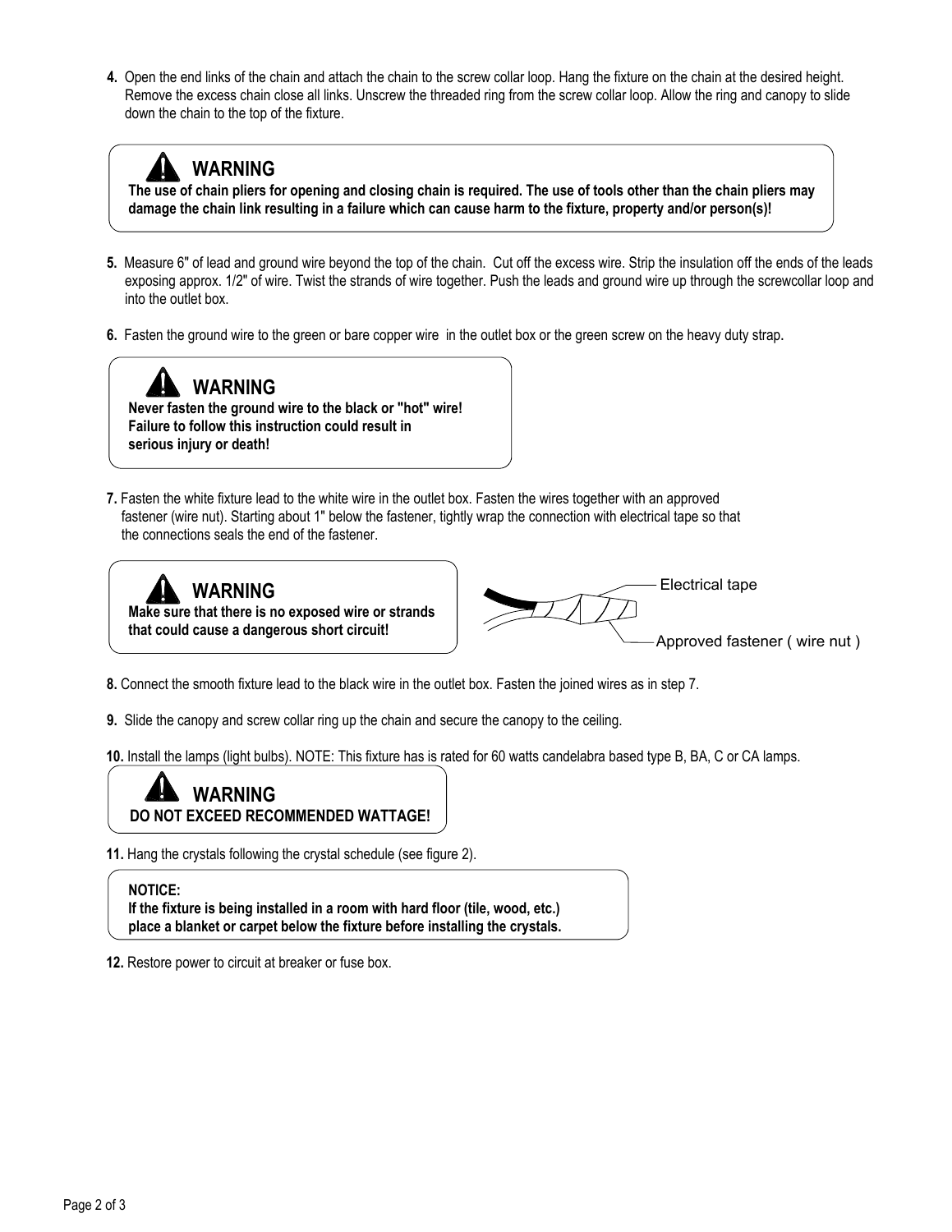4. Open the end links of the chain and attach the chain to the screw collar loop. Hang the fixture on the chain at the desired height. Remove the excess chain close all links. Unscrew the threaded ring from the screw collar loop. Allow the ring and canopy to slide down the chain to the top of the fixture.

> **WARNING**
> **The use of chain pliers for opening and closing chain is required. The use of tools other than the chain pliers may damage the chain link resulting in a failure which can cause harm to the fixture, property and/or person(s)!**

5. Measure 6" of lead and ground wire beyond the top of the chain. Cut off the excess wire. Strip the insulation off the ends of the leads exposing approx. 1/2" of wire. Twist the strands of wire together. Push the leads and ground wire up through the screwcollar loop and into the outlet box.

6. Fasten the ground wire to the green or bare copper wire in the outlet box or the green screw on the heavy duty strap.

> **WARNING**
> **Never fasten the ground wire to the black or "hot" wire! Failure to follow this instruction could result in serious injury or death!**

7. Fasten the white fixture lead to the white wire in the outlet box. Fasten the wires together with an approved fastener (wire nut). Starting about 1" below the fastener, tightly wrap the connection with electrical tape so that the connections seals the end of the fastener.

> **WARNING**
> **Make sure that there is no exposed wire or strands that could cause a dangerous short circuit!**

Electrical tape

Approved fastener ( wire nut )

8. Connect the smooth fixture lead to the black wire in the outlet box. Fasten the joined wires as in step 7.

9. Slide the canopy and screw collar ring up the chain and secure the canopy to the ceiling.

10. Install the lamps (light bulbs). NOTE: This fixture has is rated for 60 watts candelabra based type B, BA, C or CA lamps.

> **WARNING**
> **DO NOT EXCEED RECOMMENDED WATTAGE!**

11. Hang the crystals following the crystal schedule (see figure 2).

> **NOTICE:**
> **If the fixture is being installed in a room with hard floor (tile, wood, etc.) place a blanket or carpet below the fixture before installing the crystals.**

12. Restore power to circuit at breaker or fuse box.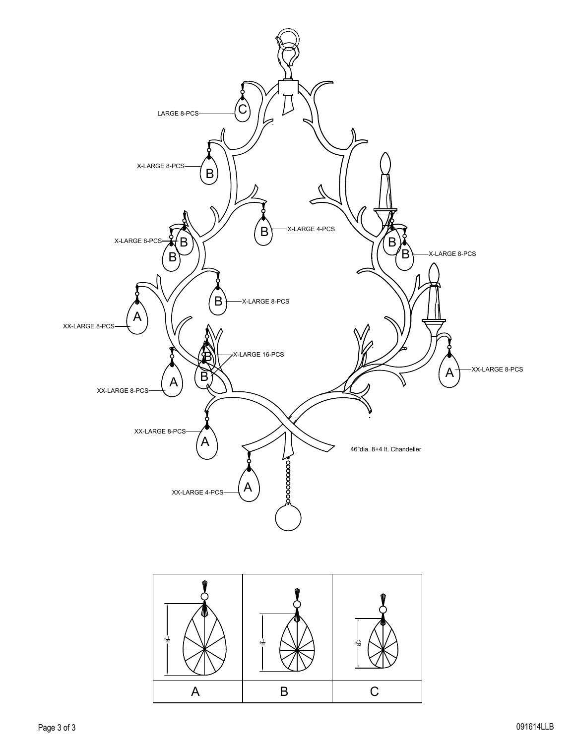LARGE 8-PCS

X-LARGE 8-PCS

X-LARGE 4-PCS

X-LARGE 8-PCS

X-LARGE 8-PCS

X-LARGE 8-PCS

XX-LARGE 8-PCS

X-LARGE 16-PCS

XX-LARGE 8-PCS

XX-LARGE 8-PCS

XX-LARGE 8-PCS

XX-LARGE 4-PCS

46"dia. 8+4 lt. Chandelier

| | | |
|---|---|---|
| $5\frac{1}{32}$ | $4\frac{1}{32}$ | $3\frac{15}{32}$ |
| A | B | C |

091614LLB